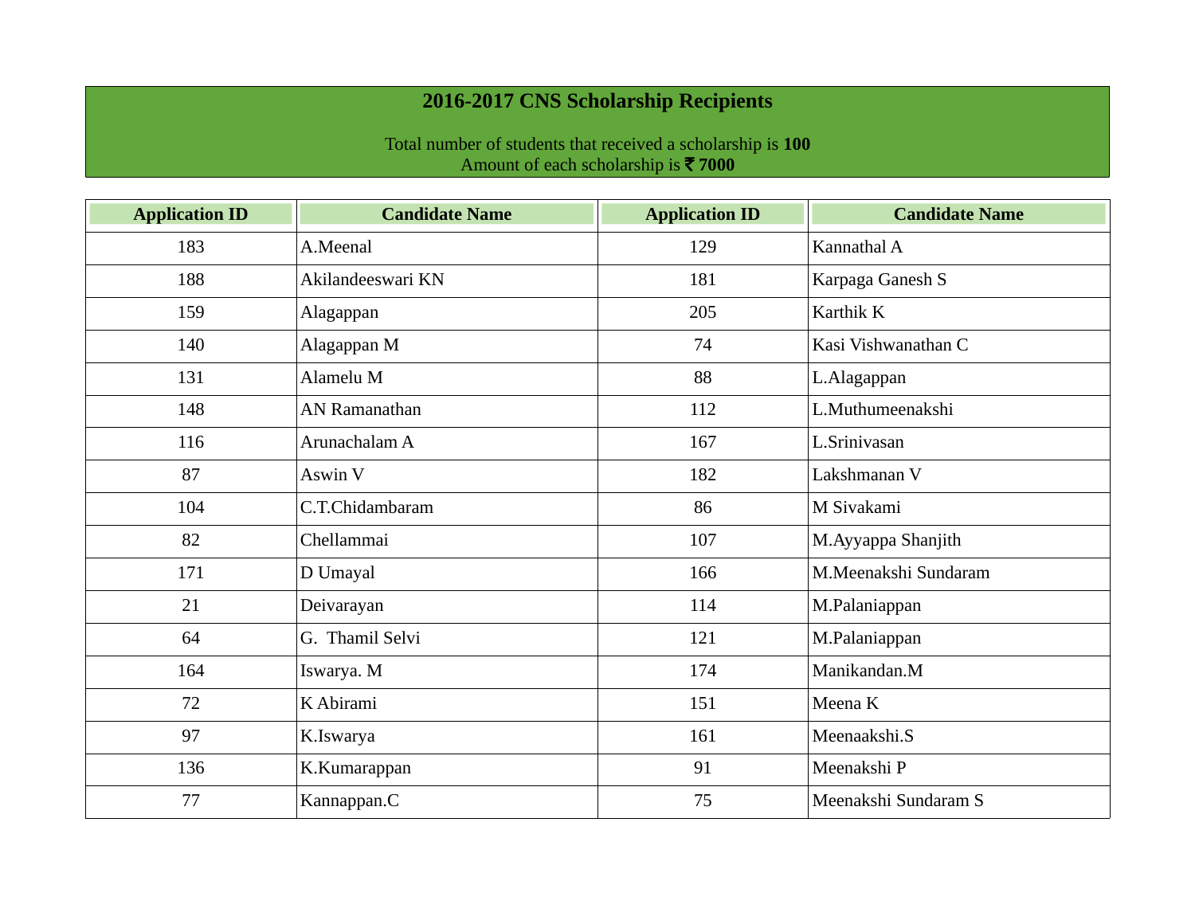# 2016-2017 CNS Scholarship Recipients

Total number of students that received a scholarship is **100**
Amount of each scholarship is **₹ 7000**

| Application ID | Candidate Name | Application ID | Candidate Name |
|---|---|---|---|
| 183 | A.Meenal | 129 | Kannathal A |
| 188 | Akilandeeswari KN | 181 | Karpaga Ganesh S |
| 159 | Alagappan | 205 | Karthik K |
| 140 | Alagappan M | 74 | Kasi Vishwanathan C |
| 131 | Alamelu M | 88 | L.Alagappan |
| 148 | AN Ramanathan | 112 | L.Muthumeenakshi |
| 116 | Arunachalam A | 167 | L.Srinivasan |
| 87 | Aswin V | 182 | Lakshmanan V |
| 104 | C.T.Chidambaram | 86 | M Sivakami |
| 82 | Chellammai | 107 | M.Ayyappa Shanjith |
| 171 | D Umayal | 166 | M.Meenakshi Sundaram |
| 21 | Deivarayan | 114 | M.Palaniappan |
| 64 | G. Thamil Selvi | 121 | M.Palaniappan |
| 164 | Iswarya. M | 174 | Manikandan.M |
| 72 | K Abirami | 151 | Meena K |
| 97 | K.Iswarya | 161 | Meenaakshi.S |
| 136 | K.Kumarappan | 91 | Meenakshi P |
| 77 | Kannappan.C | 75 | Meenakshi Sundaram S |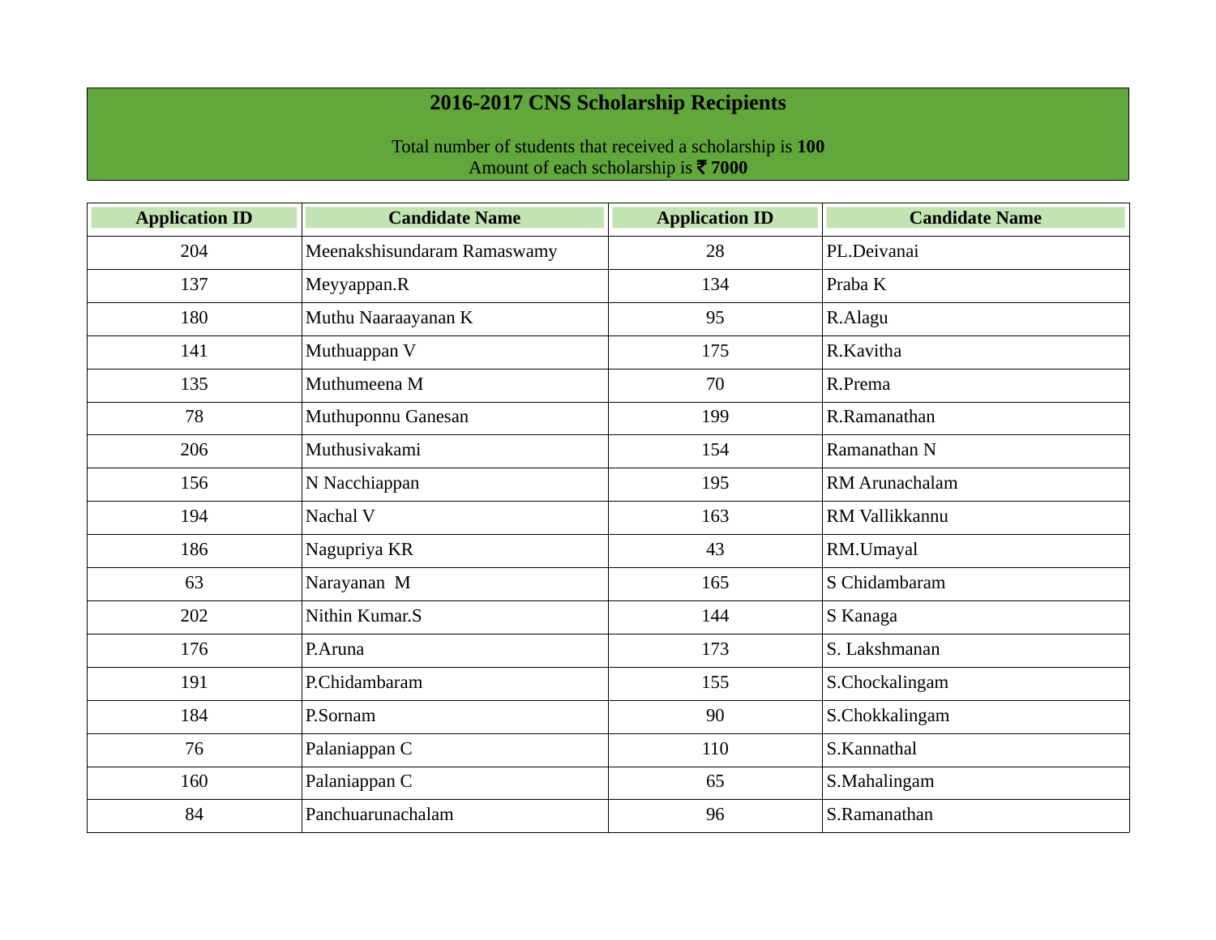## 2016-2017 CNS Scholarship Recipients

Total number of students that received a scholarship is **100**
Amount of each scholarship is **₹ 7000**

| Application ID | Candidate Name | Application ID | Candidate Name |
|---|---|---|---|
| 204 | Meenakshisundaram Ramaswamy | 28 | PL.Deivanai |
| 137 | Meyyappan.R | 134 | Praba K |
| 180 | Muthu Naaraayanan K | 95 | R.Alagu |
| 141 | Muthuappan V | 175 | R.Kavitha |
| 135 | Muthumeena M | 70 | R.Prema |
| 78 | Muthuponnu Ganesan | 199 | R.Ramanathan |
| 206 | Muthusivakami | 154 | Ramanathan N |
| 156 | N Nacchiappan | 195 | RM Arunachalam |
| 194 | Nachal V | 163 | RM Vallikkannu |
| 186 | Nagupriya KR | 43 | RM.Umayal |
| 63 | Narayanan M | 165 | S Chidambaram |
| 202 | Nithin Kumar.S | 144 | S Kanaga |
| 176 | P.Aruna | 173 | S. Lakshmanan |
| 191 | P.Chidambaram | 155 | S.Chockalingam |
| 184 | P.Sornam | 90 | S.Chokkalingam |
| 76 | Palaniappan C | 110 | S.Kannathal |
| 160 | Palaniappan C | 65 | S.Mahalingam |
| 84 | Panchuarunachalam | 96 | S.Ramanathan |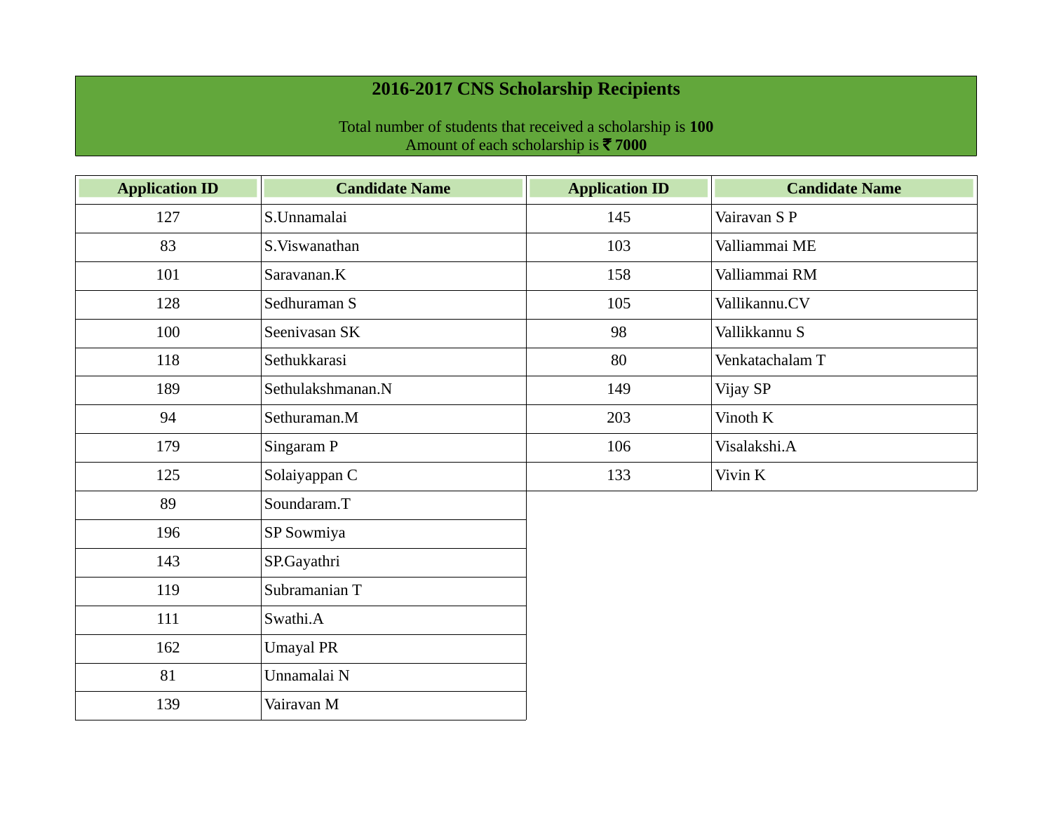## 2016-2017 CNS Scholarship Recipients

Total number of students that received a scholarship is **100**
Amount of each scholarship is **₹ 7000**

| Application ID | Candidate Name |
|---|---|
| 127 | S.Unnamalai |
| 83 | S.Viswanathan |
| 101 | Saravanan.K |
| 128 | Sedhuraman S |
| 100 | Seenivasan SK |
| 118 | Sethukkarasi |
| 189 | Sethulakshmanan.N |
| 94 | Sethuraman.M |
| 179 | Singaram P |
| 125 | Solaiyappan C |
| 89 | Soundaram.T |
| 196 | SP Sowmiya |
| 143 | SP.Gayathri |
| 119 | Subramanian T |
| 111 | Swathi.A |
| 162 | Umayal PR |
| 81 | Unnamalai N |
| 139 | Vairavan M |
| 145 | Vairavan S P |
| 103 | Valliammai ME |
| 158 | Valliammai RM |
| 105 | Vallikannu.CV |
| 98 | Vallikkannu S |
| 80 | Venkatachalam T |
| 149 | Vijay SP |
| 203 | Vinoth K |
| 106 | Visalakshi.A |
| 133 | Vivin K |